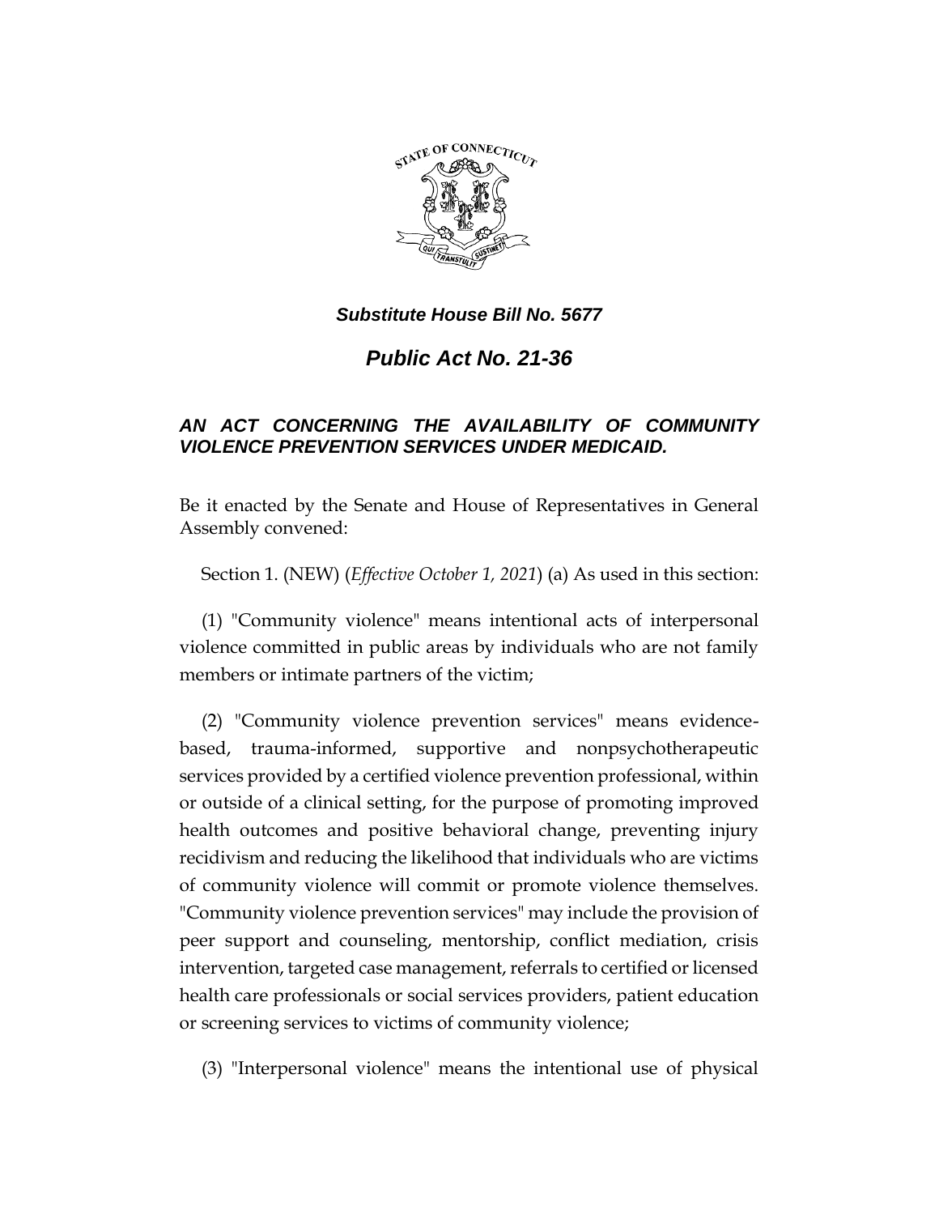***Substitute House Bill No. 5677***

# ***Public Act No. 21-36***

## ***AN ACT CONCERNING THE AVAILABILITY OF COMMUNITY VIOLENCE PREVENTION SERVICES UNDER MEDICAID.***

Be it enacted by the Senate and House of Representatives in General Assembly convened:

Section 1. (NEW) (*Effective October 1, 2021*) (a) As used in this section:

(1) "Community violence" means intentional acts of interpersonal violence committed in public areas by individuals who are not family members or intimate partners of the victim;

(2) "Community violence prevention services" means evidence-based, trauma-informed, supportive and nonpsychotherapeutic services provided by a certified violence prevention professional, within or outside of a clinical setting, for the purpose of promoting improved health outcomes and positive behavioral change, preventing injury recidivism and reducing the likelihood that individuals who are victims of community violence will commit or promote violence themselves. "Community violence prevention services" may include the provision of peer support and counseling, mentorship, conflict mediation, crisis intervention, targeted case management, referrals to certified or licensed health care professionals or social services providers, patient education or screening services to victims of community violence;

(3) "Interpersonal violence" means the intentional use of physical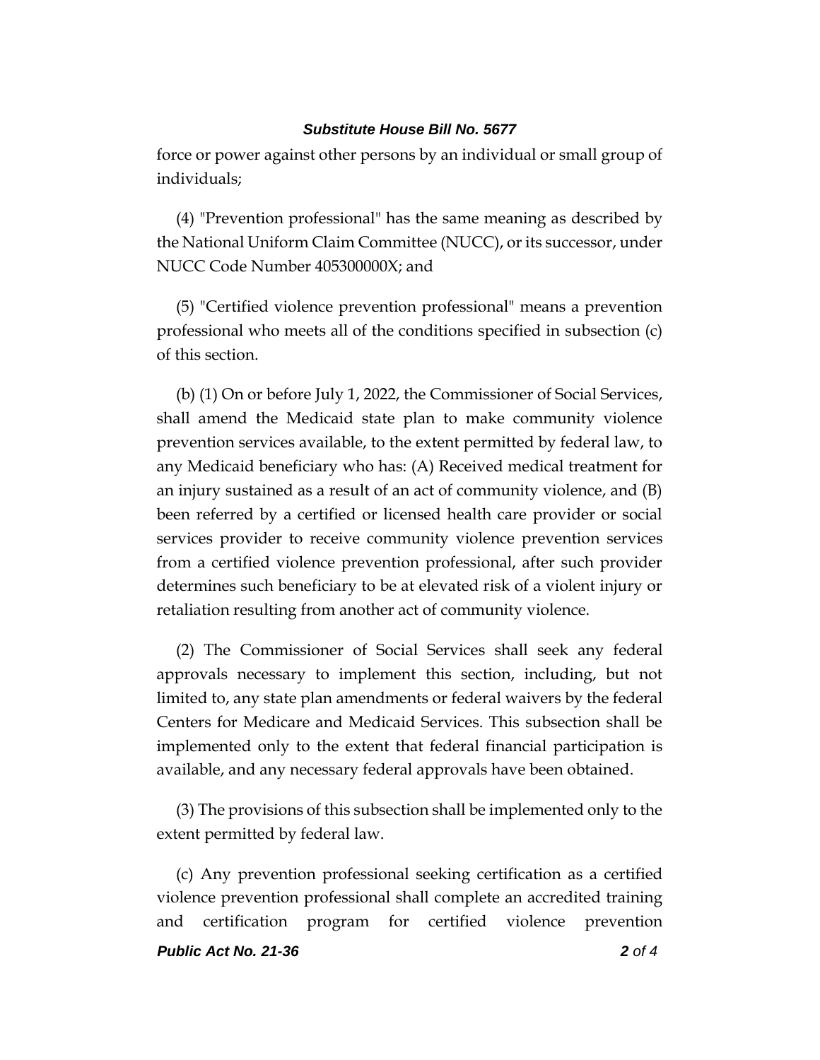force or power against other persons by an individual or small group of individuals;

(4) "Prevention professional" has the same meaning as described by the National Uniform Claim Committee (NUCC), or its successor, under NUCC Code Number 405300000X; and

(5) "Certified violence prevention professional" means a prevention professional who meets all of the conditions specified in subsection (c) of this section.

(b) (1) On or before July 1, 2022, the Commissioner of Social Services, shall amend the Medicaid state plan to make community violence prevention services available, to the extent permitted by federal law, to any Medicaid beneficiary who has: (A) Received medical treatment for an injury sustained as a result of an act of community violence, and (B) been referred by a certified or licensed health care provider or social services provider to receive community violence prevention services from a certified violence prevention professional, after such provider determines such beneficiary to be at elevated risk of a violent injury or retaliation resulting from another act of community violence.

(2) The Commissioner of Social Services shall seek any federal approvals necessary to implement this section, including, but not limited to, any state plan amendments or federal waivers by the federal Centers for Medicare and Medicaid Services. This subsection shall be implemented only to the extent that federal financial participation is available, and any necessary federal approvals have been obtained.

(3) The provisions of this subsection shall be implemented only to the extent permitted by federal law.

(c) Any prevention professional seeking certification as a certified violence prevention professional shall complete an accredited training and certification program for certified violence prevention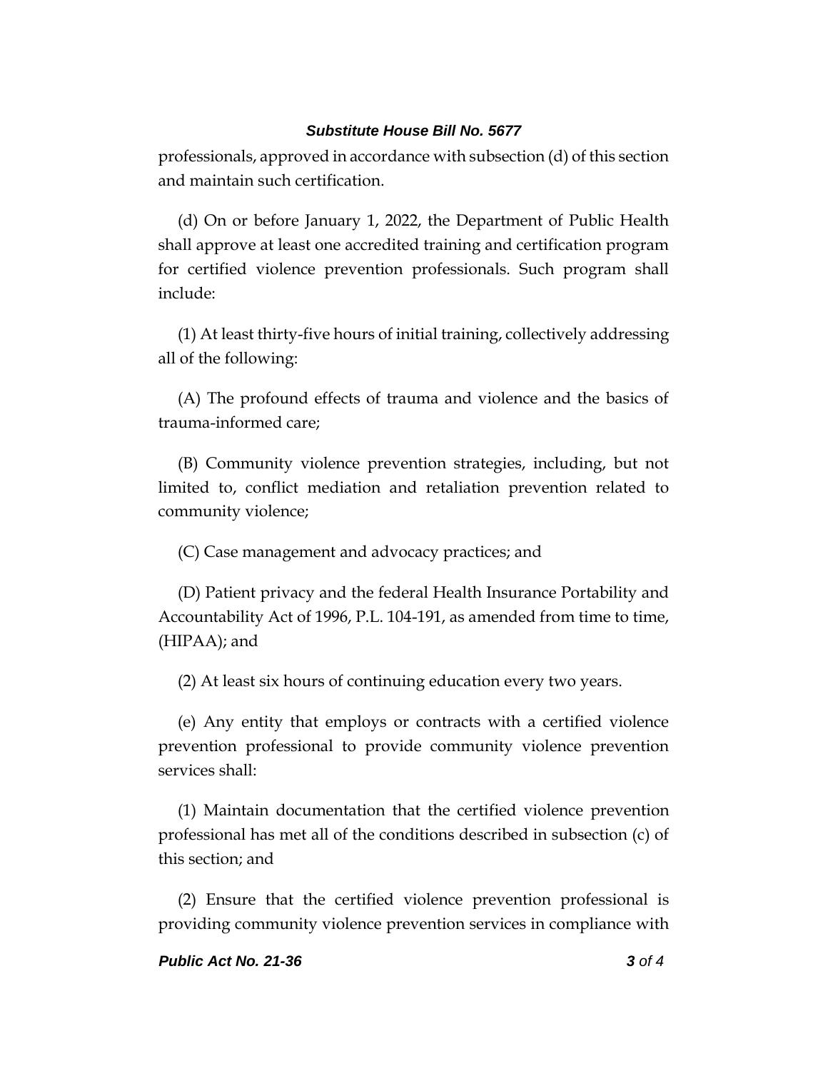professionals, approved in accordance with subsection (d) of this section and maintain such certification.

(d) On or before January 1, 2022, the Department of Public Health shall approve at least one accredited training and certification program for certified violence prevention professionals. Such program shall include:

(1) At least thirty-five hours of initial training, collectively addressing all of the following:

(A) The profound effects of trauma and violence and the basics of trauma-informed care;

(B) Community violence prevention strategies, including, but not limited to, conflict mediation and retaliation prevention related to community violence;

(C) Case management and advocacy practices; and

(D) Patient privacy and the federal Health Insurance Portability and Accountability Act of 1996, P.L. 104-191, as amended from time to time, (HIPAA); and

(2) At least six hours of continuing education every two years.

(e) Any entity that employs or contracts with a certified violence prevention professional to provide community violence prevention services shall:

(1) Maintain documentation that the certified violence prevention professional has met all of the conditions described in subsection (c) of this section; and

(2) Ensure that the certified violence prevention professional is providing community violence prevention services in compliance with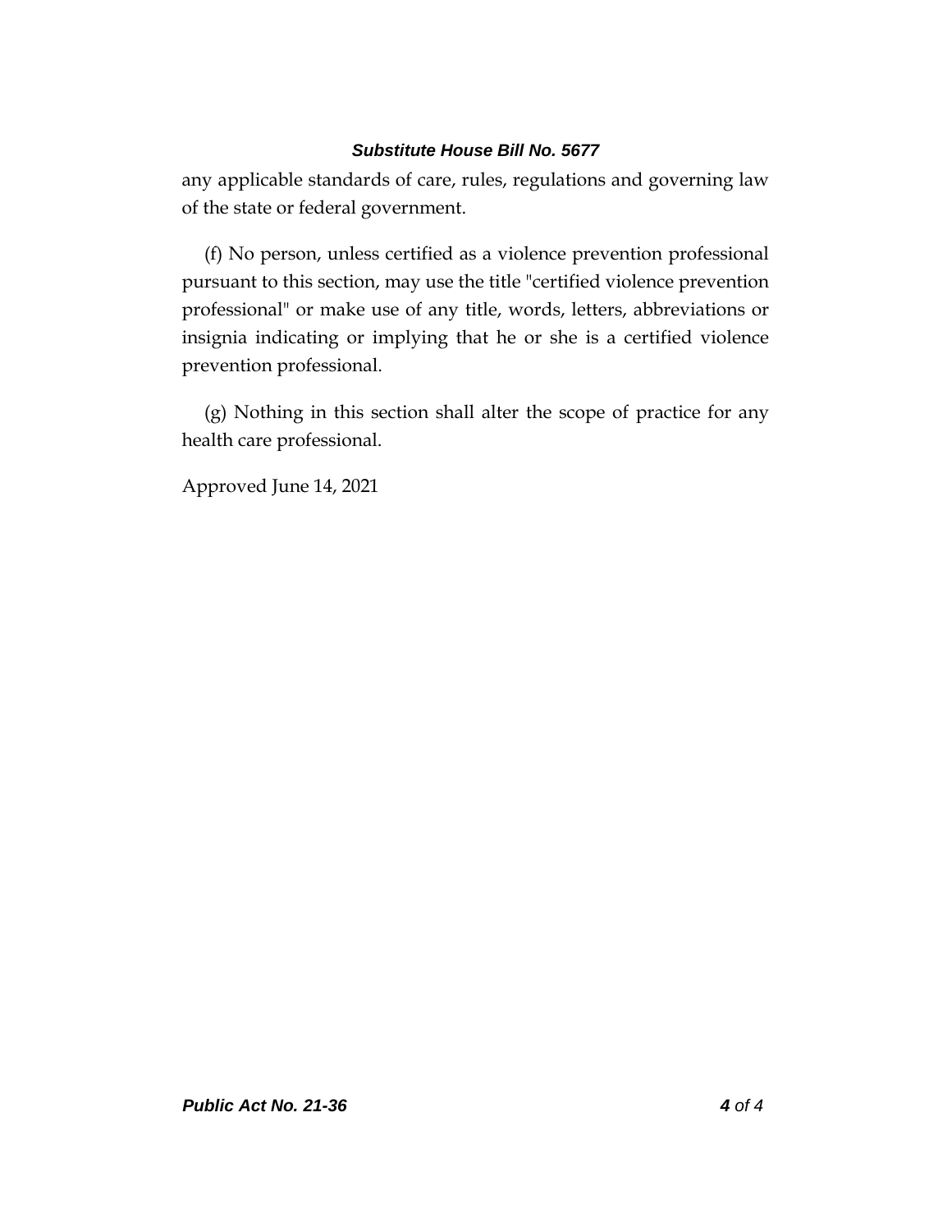any applicable standards of care, rules, regulations and governing law of the state or federal government.

(f) No person, unless certified as a violence prevention professional pursuant to this section, may use the title "certified violence prevention professional" or make use of any title, words, letters, abbreviations or insignia indicating or implying that he or she is a certified violence prevention professional.

(g) Nothing in this section shall alter the scope of practice for any health care professional.

Approved June 14, 2021